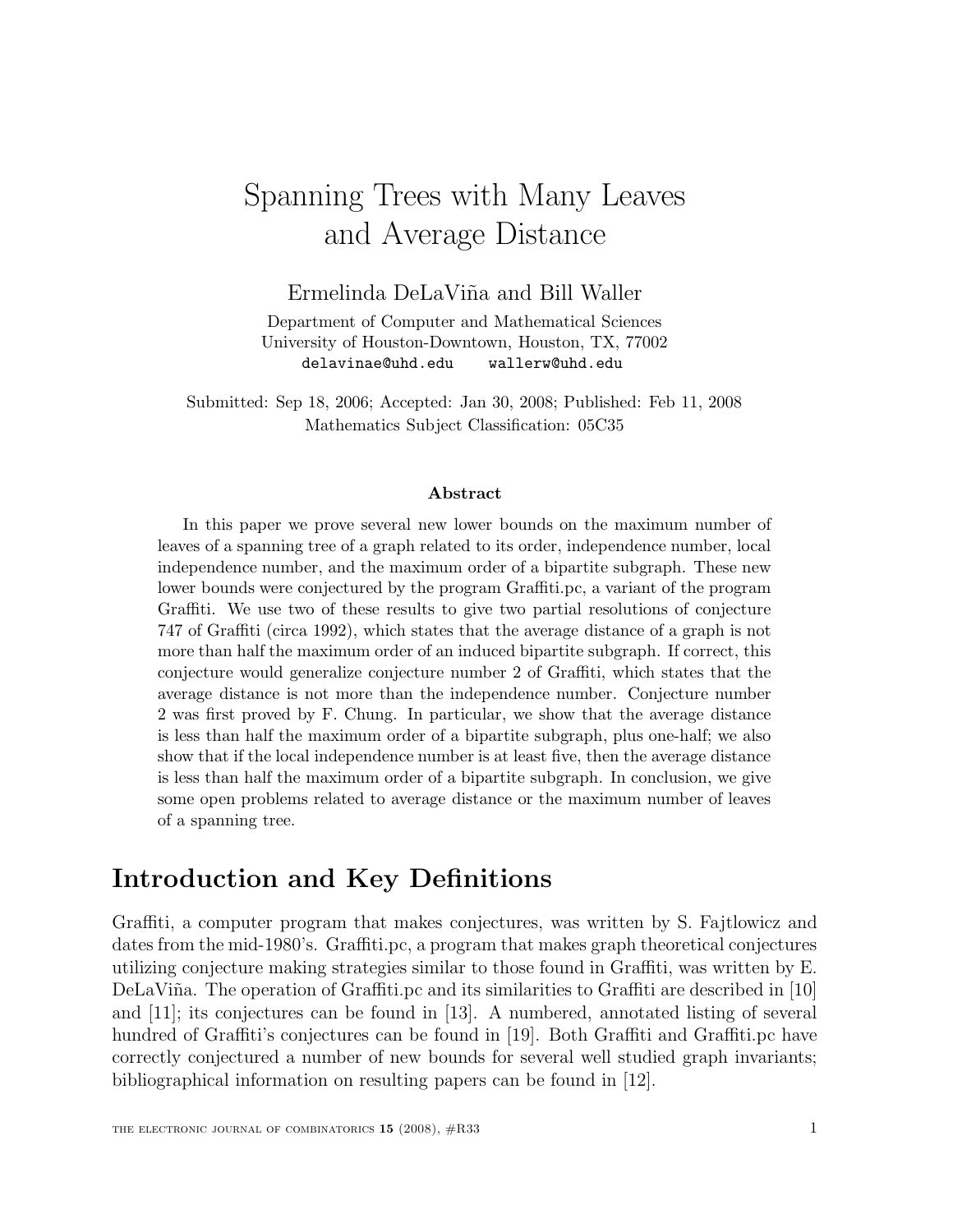# Spanning Trees with Many Leaves and Average Distance

Ermelinda DeLaViña and Bill Waller

Department of Computer and Mathematical Sciences
University of Houston-Downtown, Houston, TX, 77002
delavinae@uhd.edu    wallerw@uhd.edu

Submitted: Sep 18, 2006; Accepted: Jan 30, 2008; Published: Feb 11, 2008
Mathematics Subject Classification: 05C35

## Abstract

In this paper we prove several new lower bounds on the maximum number of leaves of a spanning tree of a graph related to its order, independence number, local independence number, and the maximum order of a bipartite subgraph. These new lower bounds were conjectured by the program Graffiti.pc, a variant of the program Graffiti. We use two of these results to give two partial resolutions of conjecture 747 of Graffiti (circa 1992), which states that the average distance of a graph is not more than half the maximum order of an induced bipartite subgraph. If correct, this conjecture would generalize conjecture number 2 of Graffiti, which states that the average distance is not more than the independence number. Conjecture number 2 was first proved by F. Chung. In particular, we show that the average distance is less than half the maximum order of a bipartite subgraph, plus one-half; we also show that if the local independence number is at least five, then the average distance is less than half the maximum order of a bipartite subgraph. In conclusion, we give some open problems related to average distance or the maximum number of leaves of a spanning tree.

## Introduction and Key Definitions

Graffiti, a computer program that makes conjectures, was written by S. Fajtlowicz and dates from the mid-1980's. Graffiti.pc, a program that makes graph theoretical conjectures utilizing conjecture making strategies similar to those found in Graffiti, was written by E. DeLaViña. The operation of Graffiti.pc and its similarities to Graffiti are described in [10] and [11]; its conjectures can be found in [13]. A numbered, annotated listing of several hundred of Graffiti's conjectures can be found in [19]. Both Graffiti and Graffiti.pc have correctly conjectured a number of new bounds for several well studied graph invariants; bibliographical information on resulting papers can be found in [12].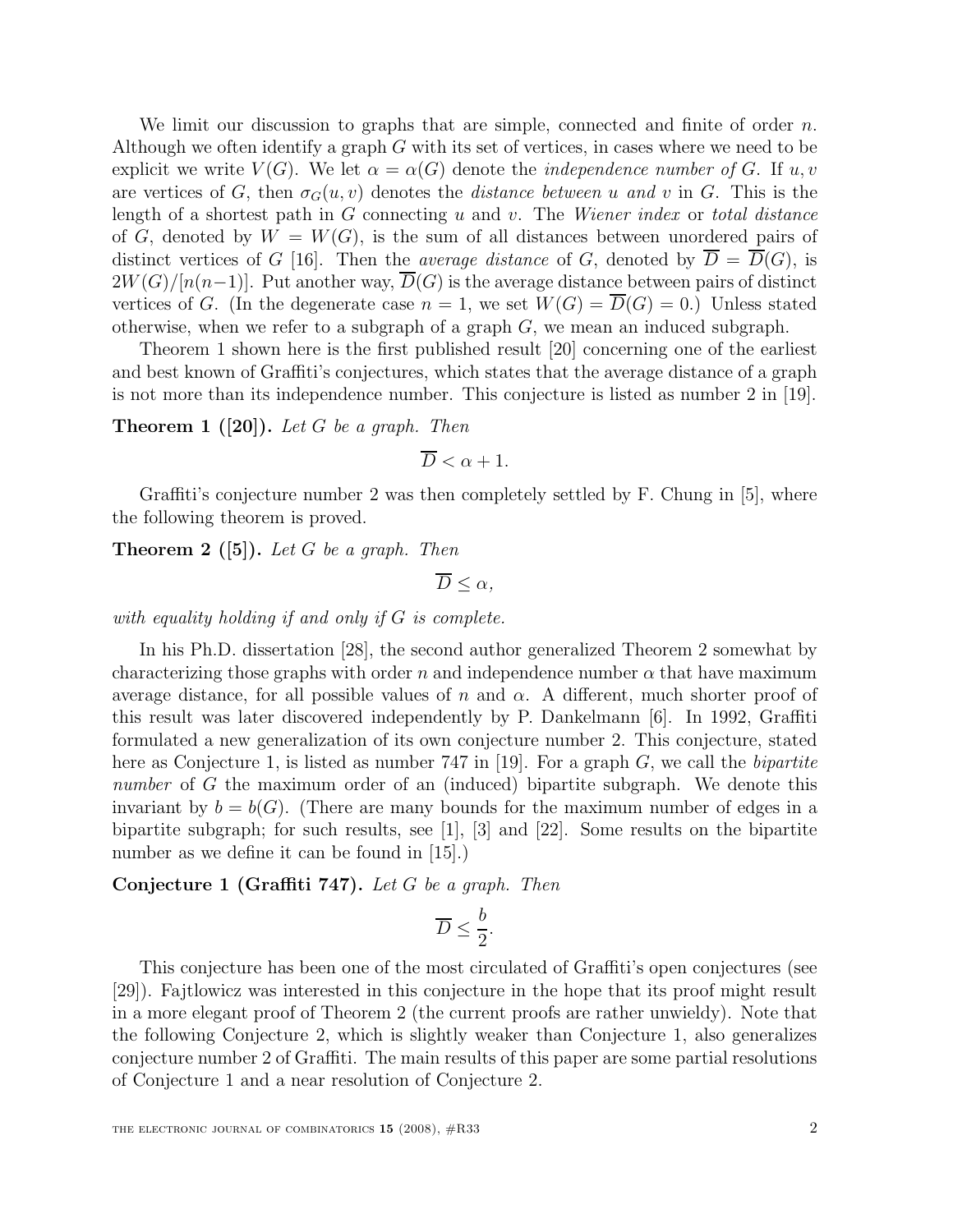We limit our discussion to graphs that are simple, connected and finite of order $n$. Although we often identify a graph $G$ with its set of vertices, in cases where we need to be explicit we write $V(G)$. We let $\alpha = \alpha(G)$ denote the *independence number of* $G$. If $u, v$ are vertices of $G$, then $\sigma_G(u, v)$ denotes the *distance between* $u$ *and* $v$ in $G$. This is the length of a shortest path in $G$ connecting $u$ and $v$. The *Wiener index* or *total distance* of $G$, denoted by $W = W(G)$, is the sum of all distances between unordered pairs of distinct vertices of $G$ [16]. Then the *average distance* of $G$, denoted by $\overline{D} = \overline{D}(G)$, is $2W(G)/[n(n-1)]$. Put another way, $\overline{D}(G)$ is the average distance between pairs of distinct vertices of $G$. (In the degenerate case $n = 1$, we set $W(G) = \overline{D}(G) = 0$.) Unless stated otherwise, when we refer to a subgraph of a graph $G$, we mean an induced subgraph.

Theorem 1 shown here is the first published result [20] concerning one of the earliest and best known of Graffiti's conjectures, which states that the average distance of a graph is not more than its independence number. This conjecture is listed as number 2 in [19].

**Theorem 1 ([20]).** *Let $G$ be a graph. Then*

$$\overline{D} < \alpha + 1.$$

Graffiti's conjecture number 2 was then completely settled by F. Chung in [5], where the following theorem is proved.

**Theorem 2 ([5]).** *Let $G$ be a graph. Then*

$$\overline{D} \leq \alpha,$$

*with equality holding if and only if $G$ is complete.*

In his Ph.D. dissertation [28], the second author generalized Theorem 2 somewhat by characterizing those graphs with order $n$ and independence number $\alpha$ that have maximum average distance, for all possible values of $n$ and $\alpha$. A different, much shorter proof of this result was later discovered independently by P. Dankelmann [6]. In 1992, Graffiti formulated a new generalization of its own conjecture number 2. This conjecture, stated here as Conjecture 1, is listed as number 747 in [19]. For a graph $G$, we call the *bipartite number* of $G$ the maximum order of an (induced) bipartite subgraph. We denote this invariant by $b = b(G)$. (There are many bounds for the maximum number of edges in a bipartite subgraph; for such results, see [1], [3] and [22]. Some results on the bipartite number as we define it can be found in [15].)

**Conjecture 1 (Graffiti 747).** *Let $G$ be a graph. Then*

$$\overline{D} \leq \frac{b}{2}.$$

This conjecture has been one of the most circulated of Graffiti's open conjectures (see [29]). Fajtlowicz was interested in this conjecture in the hope that its proof might result in a more elegant proof of Theorem 2 (the current proofs are rather unwieldy). Note that the following Conjecture 2, which is slightly weaker than Conjecture 1, also generalizes conjecture number 2 of Graffiti. The main results of this paper are some partial resolutions of Conjecture 1 and a near resolution of Conjecture 2.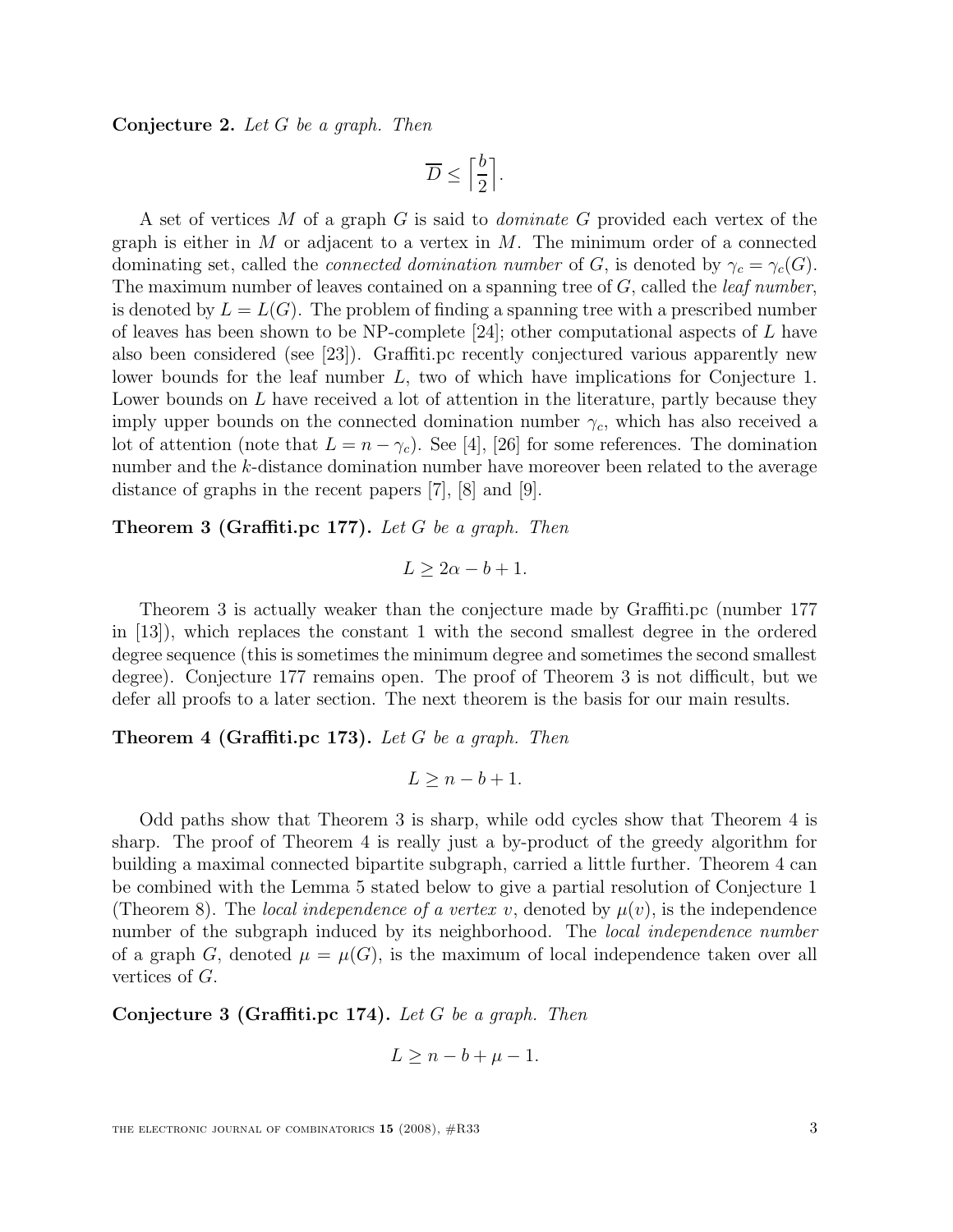**Conjecture 2.** *Let $G$ be a graph. Then*

$$\overline{D} \leq \left\lceil \frac{b}{2} \right\rceil.$$

A set of vertices $M$ of a graph $G$ is said to *dominate* $G$ provided each vertex of the graph is either in $M$ or adjacent to a vertex in $M$. The minimum order of a connected dominating set, called the *connected domination number* of $G$, is denoted by $\gamma_c = \gamma_c(G)$. The maximum number of leaves contained on a spanning tree of $G$, called the *leaf number*, is denoted by $L = L(G)$. The problem of finding a spanning tree with a prescribed number of leaves has been shown to be NP-complete [24]; other computational aspects of $L$ have also been considered (see [23]). Graffiti.pc recently conjectured various apparently new lower bounds for the leaf number $L$, two of which have implications for Conjecture 1. Lower bounds on $L$ have received a lot of attention in the literature, partly because they imply upper bounds on the connected domination number $\gamma_c$, which has also received a lot of attention (note that $L = n - \gamma_c$). See [4], [26] for some references. The domination number and the $k$-distance domination number have moreover been related to the average distance of graphs in the recent papers [7], [8] and [9].

**Theorem 3 (Graffiti.pc 177).** *Let $G$ be a graph. Then*

$$L \geq 2\alpha - b + 1.$$

Theorem 3 is actually weaker than the conjecture made by Graffiti.pc (number 177 in [13]), which replaces the constant 1 with the second smallest degree in the ordered degree sequence (this is sometimes the minimum degree and sometimes the second smallest degree). Conjecture 177 remains open. The proof of Theorem 3 is not difficult, but we defer all proofs to a later section. The next theorem is the basis for our main results.

**Theorem 4 (Graffiti.pc 173).** *Let $G$ be a graph. Then*

$$L \geq n - b + 1.$$

Odd paths show that Theorem 3 is sharp, while odd cycles show that Theorem 4 is sharp. The proof of Theorem 4 is really just a by-product of the greedy algorithm for building a maximal connected bipartite subgraph, carried a little further. Theorem 4 can be combined with the Lemma 5 stated below to give a partial resolution of Conjecture 1 (Theorem 8). The *local independence of a vertex* $v$, denoted by $\mu(v)$, is the independence number of the subgraph induced by its neighborhood. The *local independence number* of a graph $G$, denoted $\mu = \mu(G)$, is the maximum of local independence taken over all vertices of $G$.

**Conjecture 3 (Graffiti.pc 174).** *Let $G$ be a graph. Then*

$$L \geq n - b + \mu - 1.$$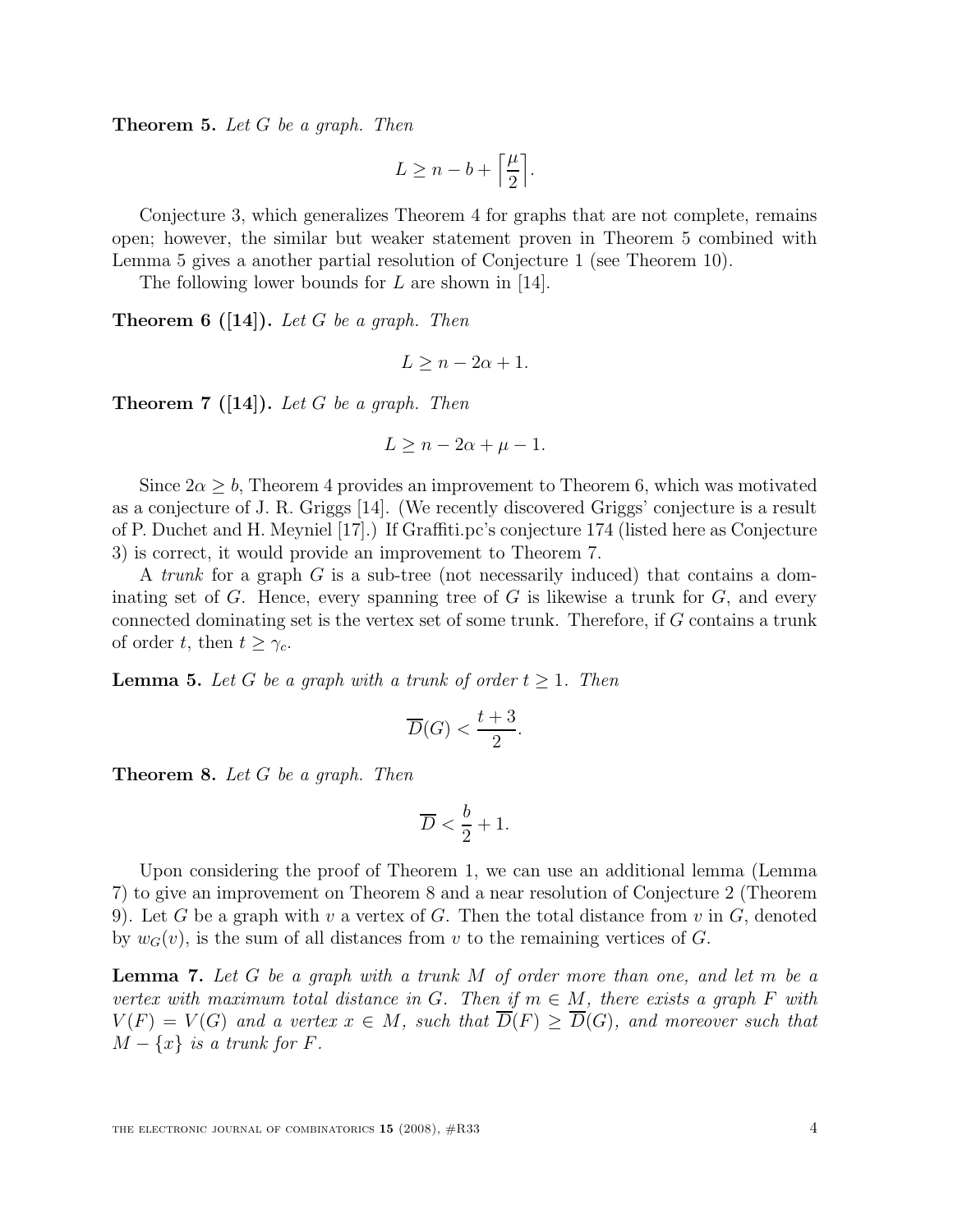**Theorem 5.** *Let $G$ be a graph. Then*

$$L \geq n - b + \left\lceil \frac{\mu}{2} \right\rceil.$$

Conjecture 3, which generalizes Theorem 4 for graphs that are not complete, remains open; however, the similar but weaker statement proven in Theorem 5 combined with Lemma 5 gives a another partial resolution of Conjecture 1 (see Theorem 10).

The following lower bounds for $L$ are shown in [14].

**Theorem 6 ([14]).** *Let $G$ be a graph. Then*

$$L \geq n - 2\alpha + 1.$$

**Theorem 7 ([14]).** *Let $G$ be a graph. Then*

$$L \geq n - 2\alpha + \mu - 1.$$

Since $2\alpha \geq b$, Theorem 4 provides an improvement to Theorem 6, which was motivated as a conjecture of J. R. Griggs [14]. (We recently discovered Griggs' conjecture is a result of P. Duchet and H. Meyniel [17].) If Graffiti.pc's conjecture 174 (listed here as Conjecture 3) is correct, it would provide an improvement to Theorem 7.

A *trunk* for a graph $G$ is a sub-tree (not necessarily induced) that contains a dominating set of $G$. Hence, every spanning tree of $G$ is likewise a trunk for $G$, and every connected dominating set is the vertex set of some trunk. Therefore, if $G$ contains a trunk of order $t$, then $t \geq \gamma_c$.

**Lemma 5.** *Let $G$ be a graph with a trunk of order $t \geq 1$. Then*

$$\overline{D}(G) < \frac{t+3}{2}.$$

**Theorem 8.** *Let $G$ be a graph. Then*

$$\overline{D} < \frac{b}{2} + 1.$$

Upon considering the proof of Theorem 1, we can use an additional lemma (Lemma 7) to give an improvement on Theorem 8 and a near resolution of Conjecture 2 (Theorem 9). Let $G$ be a graph with $v$ a vertex of $G$. Then the total distance from $v$ in $G$, denoted by $w_G(v)$, is the sum of all distances from $v$ to the remaining vertices of $G$.

**Lemma 7.** *Let $G$ be a graph with a trunk $M$ of order more than one, and let $m$ be a vertex with maximum total distance in $G$. Then if $m \in M$, there exists a graph $F$ with $V(F) = V(G)$ and a vertex $x \in M$, such that $\overline{D}(F) \geq \overline{D}(G)$, and moreover such that $M - \{x\}$ is a trunk for $F$.*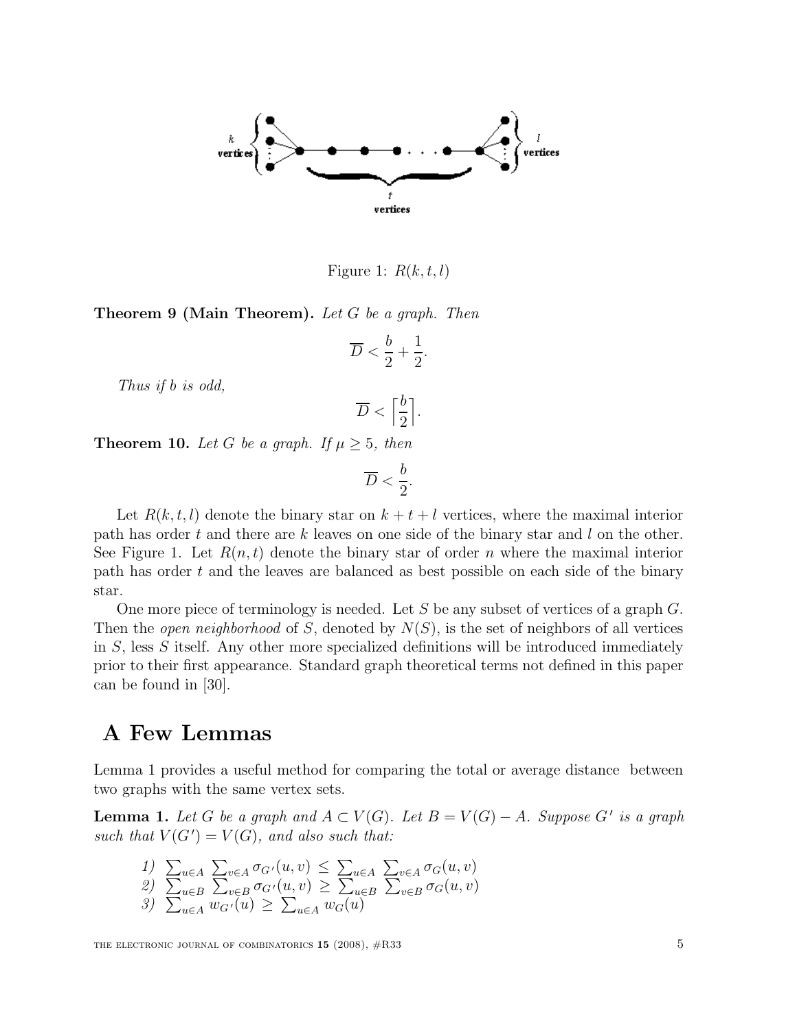Figure 1: $R(k, t, l)$

**Theorem 9 (Main Theorem).** *Let $G$ be a graph. Then*

$$\overline{D} < \frac{b}{2} + \frac{1}{2}.$$

*Thus if $b$ is odd,*

$$\overline{D} < \left\lceil \frac{b}{2} \right\rceil.$$

**Theorem 10.** *Let $G$ be a graph. If $\mu \geq 5$, then*

$$\overline{D} < \frac{b}{2}.$$

Let $R(k, t, l)$ denote the binary star on $k + t + l$ vertices, where the maximal interior path has order $t$ and there are $k$ leaves on one side of the binary star and $l$ on the other. See Figure 1. Let $R(n, t)$ denote the binary star of order $n$ where the maximal interior path has order $t$ and the leaves are balanced as best possible on each side of the binary star.

One more piece of terminology is needed. Let $S$ be any subset of vertices of a graph $G$. Then the *open neighborhood* of $S$, denoted by $N(S)$, is the set of neighbors of all vertices in $S$, less $S$ itself. Any other more specialized definitions will be introduced immediately prior to their first appearance. Standard graph theoretical terms not defined in this paper can be found in [30].

# A Few Lemmas

Lemma 1 provides a useful method for comparing the total or average distance between two graphs with the same vertex sets.

**Lemma 1.** *Let $G$ be a graph and $A \subset V(G)$. Let $B = V(G) - A$. Suppose $G'$ is a graph such that $V(G') = V(G)$, and also such that:*

1) $\sum_{u \in A} \sum_{v \in A} \sigma_{G'}(u, v) \leq \sum_{u \in A} \sum_{v \in A} \sigma_G(u, v)$
2) $\sum_{u \in B} \sum_{v \in B} \sigma_{G'}(u, v) \geq \sum_{u \in B} \sum_{v \in B} \sigma_G(u, v)$
3) $\sum_{u \in A} w_{G'}(u) \geq \sum_{u \in A} w_G(u)$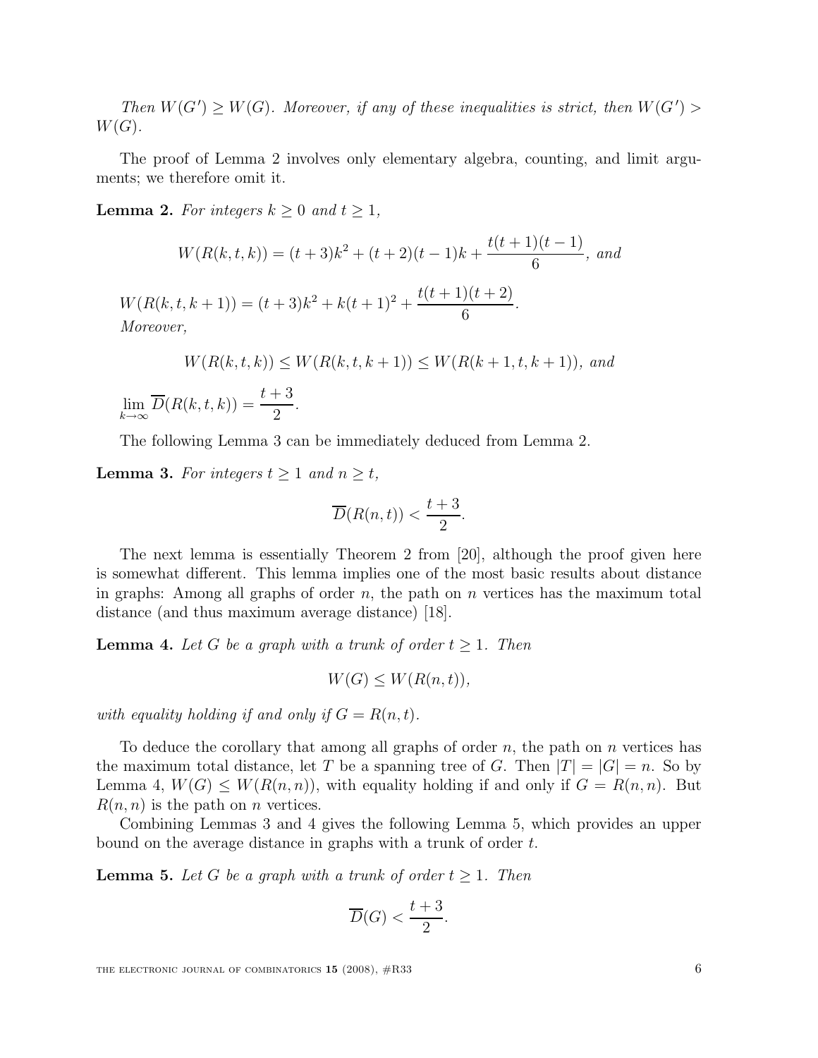*Then $W(G') \geq W(G)$. Moreover, if any of these inequalities is strict, then $W(G') > W(G)$.*

The proof of Lemma 2 involves only elementary algebra, counting, and limit arguments; we therefore omit it.

**Lemma 2.** *For integers $k \geq 0$ and $t \geq 1$,*

$$W(R(k,t,k)) = (t+3)k^2 + (t+2)(t-1)k + \frac{t(t+1)(t-1)}{6}, \text{ and}$$

$$W(R(k,t,k+1)) = (t+3)k^2 + k(t+1)^2 + \frac{t(t+1)(t+2)}{6}.$$

*Moreover,*

$$W(R(k,t,k)) \leq W(R(k,t,k+1)) \leq W(R(k+1,t,k+1)), \text{ and}$$

$$\lim_{k\to\infty} \overline{D}(R(k,t,k)) = \frac{t+3}{2}.$$

The following Lemma 3 can be immediately deduced from Lemma 2.

**Lemma 3.** *For integers $t \geq 1$ and $n \geq t$,*

$$\overline{D}(R(n,t)) < \frac{t+3}{2}.$$

The next lemma is essentially Theorem 2 from [20], although the proof given here is somewhat different. This lemma implies one of the most basic results about distance in graphs: Among all graphs of order $n$, the path on $n$ vertices has the maximum total distance (and thus maximum average distance) [18].

**Lemma 4.** *Let $G$ be a graph with a trunk of order $t \geq 1$. Then*

$$W(G) \leq W(R(n,t)),$$

*with equality holding if and only if $G = R(n,t)$.*

To deduce the corollary that among all graphs of order $n$, the path on $n$ vertices has the maximum total distance, let $T$ be a spanning tree of $G$. Then $|T| = |G| = n$. So by Lemma 4, $W(G) \leq W(R(n,n))$, with equality holding if and only if $G = R(n,n)$. But $R(n,n)$ is the path on $n$ vertices.

Combining Lemmas 3 and 4 gives the following Lemma 5, which provides an upper bound on the average distance in graphs with a trunk of order $t$.

**Lemma 5.** *Let $G$ be a graph with a trunk of order $t \geq 1$. Then*

$$\overline{D}(G) < \frac{t+3}{2}.$$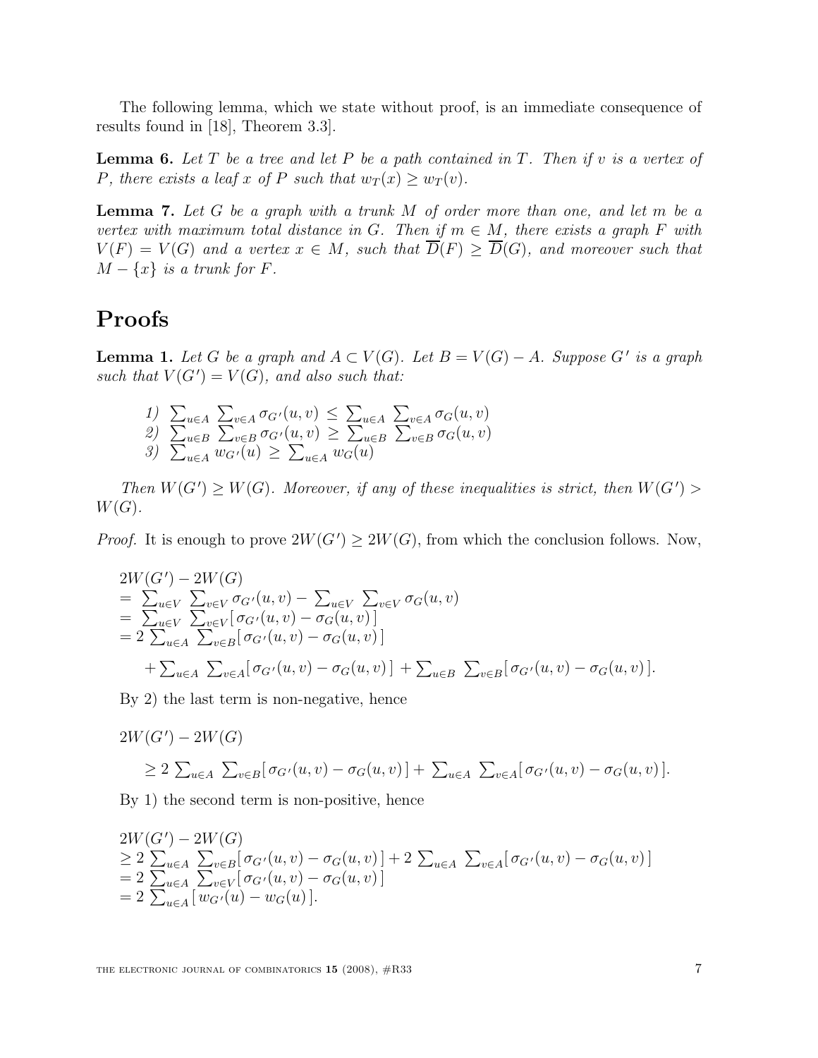The following lemma, which we state without proof, is an immediate consequence of results found in [18], Theorem 3.3].

**Lemma 6.** *Let $T$ be a tree and let $P$ be a path contained in $T$. Then if $v$ is a vertex of $P$, there exists a leaf $x$ of $P$ such that $w_T(x) \geq w_T(v)$.*

**Lemma 7.** *Let $G$ be a graph with a trunk $M$ of order more than one, and let $m$ be a vertex with maximum total distance in $G$. Then if $m \in M$, there exists a graph $F$ with $V(F) = V(G)$ and a vertex $x \in M$, such that $\overline{D}(F) \geq \overline{D}(G)$, and moreover such that $M - \{x\}$ is a trunk for $F$.*

# Proofs

**Lemma 1.** *Let $G$ be a graph and $A \subset V(G)$. Let $B = V(G) - A$. Suppose $G'$ is a graph such that $V(G') = V(G)$, and also such that:*

1) $\sum_{u\in A} \sum_{v\in A} \sigma_{G'}(u,v) \leq \sum_{u\in A} \sum_{v\in A} \sigma_G(u,v)$
2) $\sum_{u\in B} \sum_{v\in B} \sigma_{G'}(u,v) \geq \sum_{u\in B} \sum_{v\in B} \sigma_G(u,v)$
3) $\sum_{u\in A} w_{G'}(u) \geq \sum_{u\in A} w_G(u)$

*Then $W(G') \geq W(G)$. Moreover, if any of these inequalities is strict, then $W(G') > W(G)$.*

*Proof.* It is enough to prove $2W(G') \geq 2W(G)$, from which the conclusion follows. Now,

$$
\begin{aligned}
&2W(G') - 2W(G) \\
&= \sum_{u\in V} \sum_{v\in V} \sigma_{G'}(u,v) - \sum_{u\in V} \sum_{v\in V} \sigma_G(u,v) \\
&= \sum_{u\in V} \sum_{v\in V} [\, \sigma_{G'}(u,v) - \sigma_G(u,v)\, ] \\
&= 2 \sum_{u\in A} \sum_{v\in B} [\, \sigma_{G'}(u,v) - \sigma_G(u,v)\, ] \\
&\quad + \sum_{u\in A} \sum_{v\in A} [\, \sigma_{G'}(u,v) - \sigma_G(u,v)\, ] + \sum_{u\in B} \sum_{v\in B} [\, \sigma_{G'}(u,v) - \sigma_G(u,v)\, ].
\end{aligned}
$$

By 2) the last term is non-negative, hence

$$
\begin{aligned}
&2W(G') - 2W(G) \\
&\quad \geq 2 \sum_{u\in A} \sum_{v\in B} [\, \sigma_{G'}(u,v) - \sigma_G(u,v)\, ] + \sum_{u\in A} \sum_{v\in A} [\, \sigma_{G'}(u,v) - \sigma_G(u,v)\, ].
\end{aligned}
$$

By 1) the second term is non-positive, hence

$$
\begin{aligned}
&2W(G') - 2W(G) \\
&\geq 2 \sum_{u\in A} \sum_{v\in B} [\, \sigma_{G'}(u,v) - \sigma_G(u,v)\, ] + 2 \sum_{u\in A} \sum_{v\in A} [\, \sigma_{G'}(u,v) - \sigma_G(u,v)\, ] \\
&= 2 \sum_{u\in A} \sum_{v\in V} [\, \sigma_{G'}(u,v) - \sigma_G(u,v)\, ] \\
&= 2 \sum_{u\in A} [\, w_{G'}(u) - w_G(u)\, ].
\end{aligned}
$$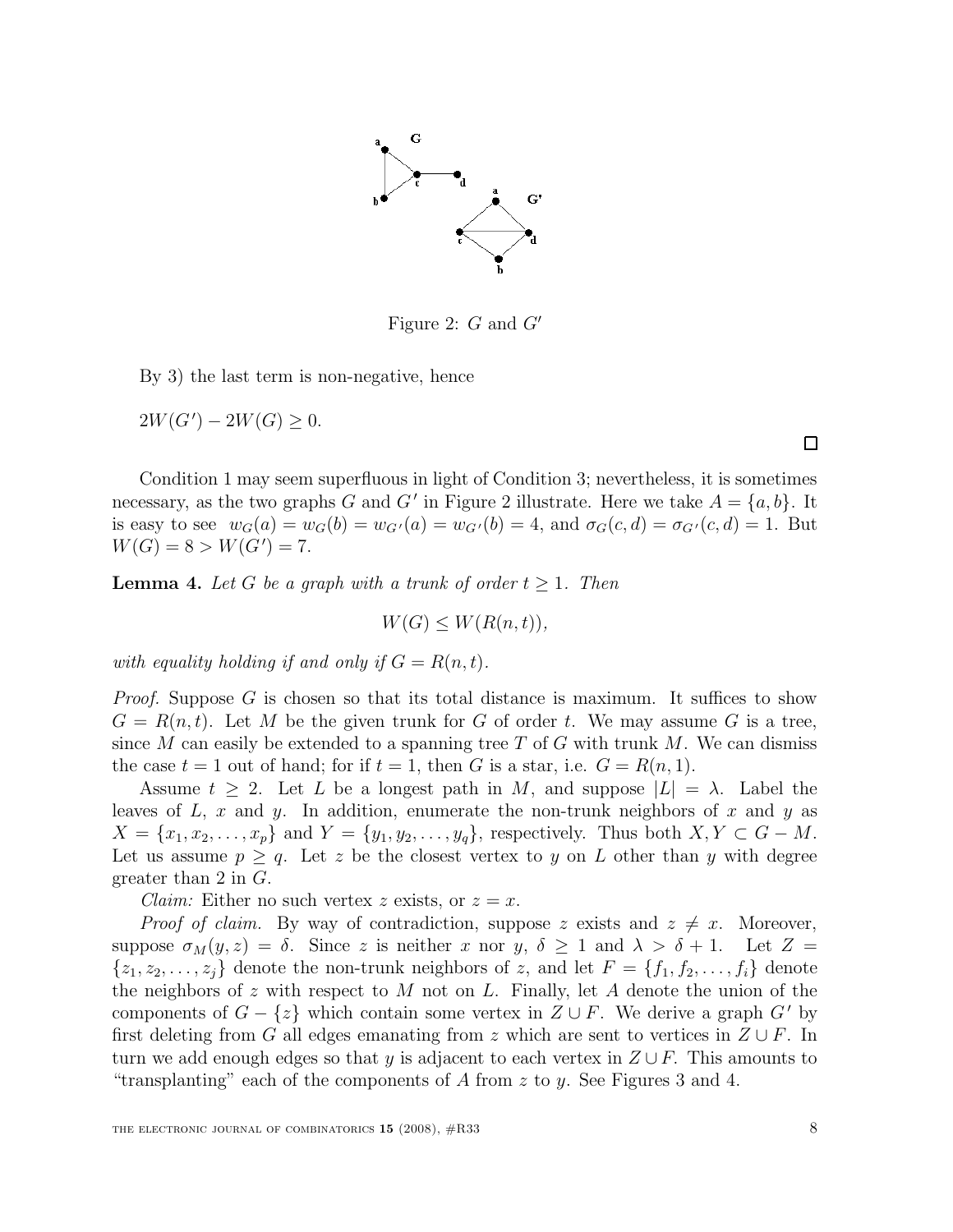Figure 2: $G$ and $G'$

By 3) the last term is non-negative, hence

$2W(G') - 2W(G) \geq 0.$

□

Condition 1 may seem superfluous in light of Condition 3; nevertheless, it is sometimes necessary, as the two graphs $G$ and $G'$ in Figure 2 illustrate. Here we take $A = \{a, b\}$. It is easy to see $w_G(a) = w_G(b) = w_{G'}(a) = w_{G'}(b) = 4$, and $\sigma_G(c, d) = \sigma_{G'}(c, d) = 1$. But $W(G) = 8 > W(G') = 7$.

**Lemma 4.** *Let $G$ be a graph with a trunk of order $t \geq 1$. Then*

$$W(G) \leq W(R(n, t)),$$

*with equality holding if and only if $G = R(n, t)$.*

*Proof.* Suppose $G$ is chosen so that its total distance is maximum. It suffices to show $G = R(n, t)$. Let $M$ be the given trunk for $G$ of order $t$. We may assume $G$ is a tree, since $M$ can easily be extended to a spanning tree $T$ of $G$ with trunk $M$. We can dismiss the case $t = 1$ out of hand; for if $t = 1$, then $G$ is a star, i.e. $G = R(n, 1)$.

Assume $t \geq 2$. Let $L$ be a longest path in $M$, and suppose $|L| = \lambda$. Label the leaves of $L$, $x$ and $y$. In addition, enumerate the non-trunk neighbors of $x$ and $y$ as $X = \{x_1, x_2, \ldots, x_p\}$ and $Y = \{y_1, y_2, \ldots, y_q\}$, respectively. Thus both $X, Y \subset G - M$. Let us assume $p \geq q$. Let $z$ be the closest vertex to $y$ on $L$ other than $y$ with degree greater than 2 in $G$.

*Claim:* Either no such vertex $z$ exists, or $z = x$.

*Proof of claim.* By way of contradiction, suppose $z$ exists and $z \neq x$. Moreover, suppose $\sigma_M(y, z) = \delta$. Since $z$ is neither $x$ nor $y$, $\delta \geq 1$ and $\lambda > \delta + 1$. Let $Z = \{z_1, z_2, \ldots, z_j\}$ denote the non-trunk neighbors of $z$, and let $F = \{f_1, f_2, \ldots, f_i\}$ denote the neighbors of $z$ with respect to $M$ not on $L$. Finally, let $A$ denote the union of the components of $G - \{z\}$ which contain some vertex in $Z \cup F$. We derive a graph $G'$ by first deleting from $G$ all edges emanating from $z$ which are sent to vertices in $Z \cup F$. In turn we add enough edges so that $y$ is adjacent to each vertex in $Z \cup F$. This amounts to "transplanting" each of the components of $A$ from $z$ to $y$. See Figures 3 and 4.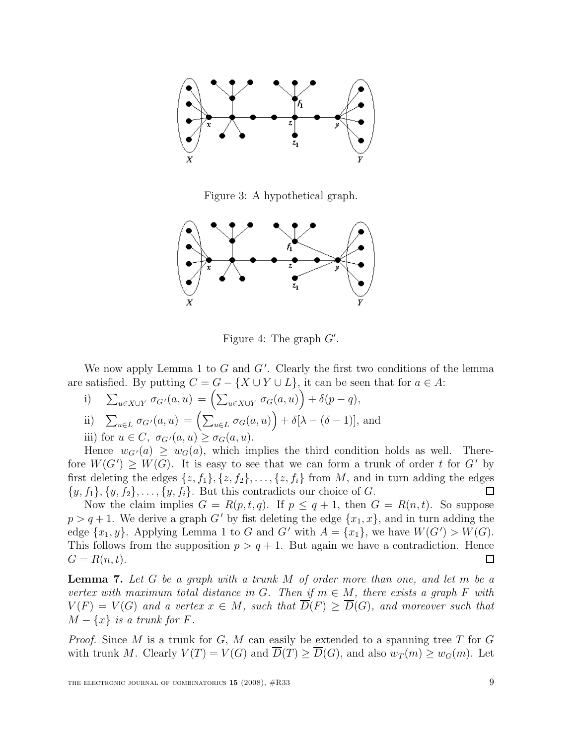Figure 3: A hypothetical graph.

Figure 4: The graph $G'$.

We now apply Lemma 1 to $G$ and $G'$. Clearly the first two conditions of the lemma are satisfied. By putting $C = G - \{X \cup Y \cup L\}$, it can be seen that for $a \in A$:

i) $\sum_{u \in X \cup Y} \sigma_{G'}(a, u) = \left(\sum_{u \in X \cup Y} \sigma_G(a, u)\right) + \delta(p - q)$,

ii) $\sum_{u \in L} \sigma_{G'}(a, u) = \left(\sum_{u \in L} \sigma_G(a, u)\right) + \delta[\lambda - (\delta - 1)]$, and

iii) for $u \in C$, $\sigma_{G'}(a, u) \geq \sigma_G(a, u)$.

Hence $w_{G'}(a) \geq w_G(a)$, which implies the third condition holds as well. Therefore $W(G') \geq W(G)$. It is easy to see that we can form a trunk of order $t$ for $G'$ by first deleting the edges $\{z, f_1\}, \{z, f_2\}, \ldots, \{z, f_i\}$ from $M$, and in turn adding the edges $\{y, f_1\}, \{y, f_2\}, \ldots, \{y, f_i\}$. But this contradicts our choice of $G$. $\square$

Now the claim implies $G = R(p, t, q)$. If $p \leq q + 1$, then $G = R(n, t)$. So suppose $p > q + 1$. We derive a graph $G'$ by fist deleting the edge $\{x_1, x\}$, and in turn adding the edge $\{x_1, y\}$. Applying Lemma 1 to $G$ and $G'$ with $A = \{x_1\}$, we have $W(G') > W(G)$. This follows from the supposition $p > q + 1$. But again we have a contradiction. Hence $G = R(n, t)$. $\square$

**Lemma 7.** *Let $G$ be a graph with a trunk $M$ of order more than one, and let $m$ be a vertex with maximum total distance in $G$. Then if $m \in M$, there exists a graph $F$ with $V(F) = V(G)$ and a vertex $x \in M$, such that $\overline{D}(F) \geq \overline{D}(G)$, and moreover such that $M - \{x\}$ is a trunk for $F$.*

*Proof.* Since $M$ is a trunk for $G$, $M$ can easily be extended to a spanning tree $T$ for $G$ with trunk $M$. Clearly $V(T) = V(G)$ and $\overline{D}(T) \geq \overline{D}(G)$, and also $w_T(m) \geq w_G(m)$. Let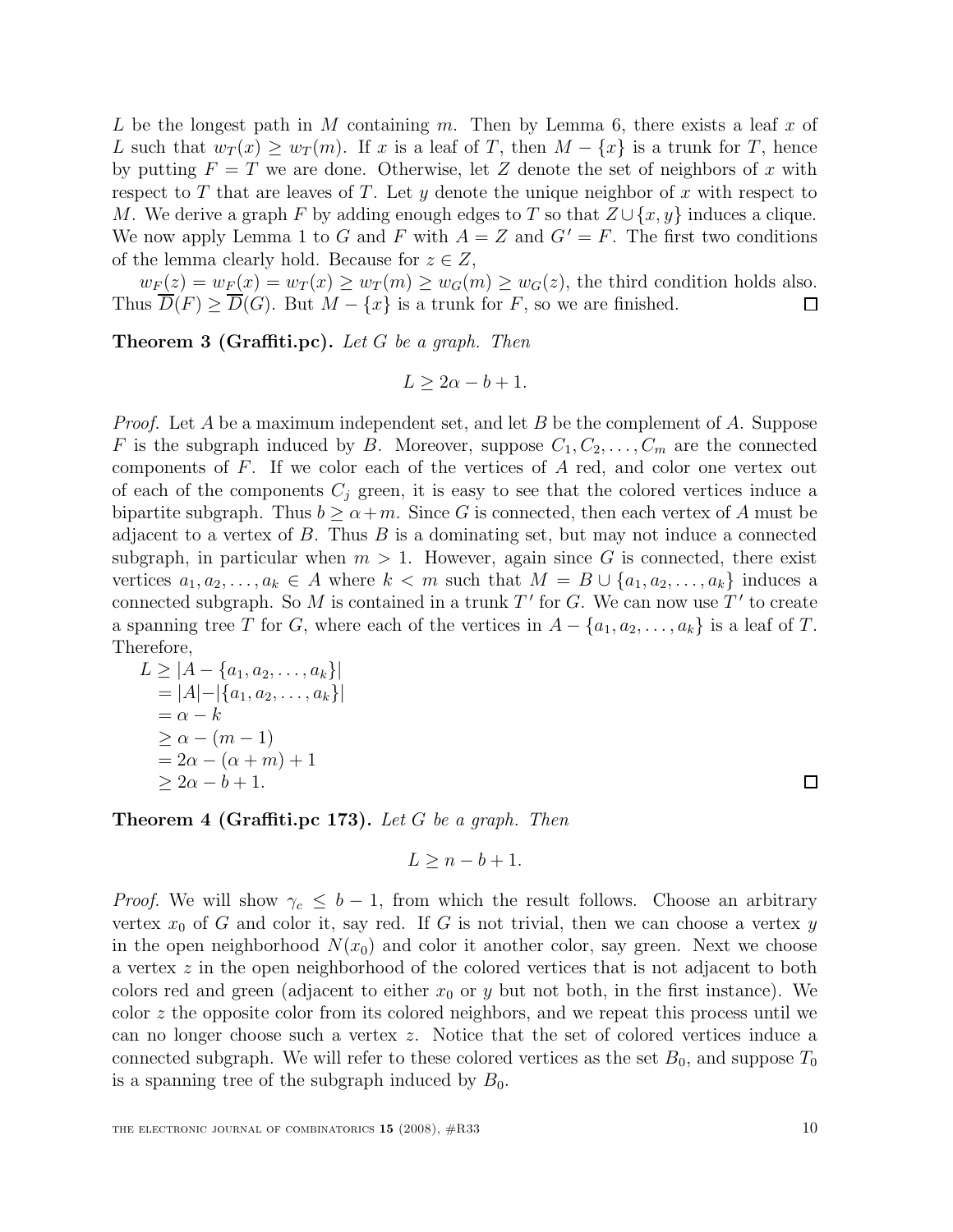$L$ be the longest path in $M$ containing $m$. Then by Lemma 6, there exists a leaf $x$ of $L$ such that $w_T(x) \geq w_T(m)$. If $x$ is a leaf of $T$, then $M - \{x\}$ is a trunk for $T$, hence by putting $F = T$ we are done. Otherwise, let $Z$ denote the set of neighbors of $x$ with respect to $T$ that are leaves of $T$. Let $y$ denote the unique neighbor of $x$ with respect to $M$. We derive a graph $F$ by adding enough edges to $T$ so that $Z \cup \{x, y\}$ induces a clique. We now apply Lemma 1 to $G$ and $F$ with $A = Z$ and $G' = F$. The first two conditions of the lemma clearly hold. Because for $z \in Z$,

$w_F(z) = w_F(x) = w_T(x) \geq w_T(m) \geq w_G(m) \geq w_G(z)$, the third condition holds also. Thus $\overline{D}(F) \geq \overline{D}(G)$. But $M - \{x\}$ is a trunk for $F$, so we are finished. □

**Theorem 3 (Graffiti.pc).** *Let $G$ be a graph. Then*

$$L \geq 2\alpha - b + 1.$$

*Proof.* Let $A$ be a maximum independent set, and let $B$ be the complement of $A$. Suppose $F$ is the subgraph induced by $B$. Moreover, suppose $C_1, C_2, \ldots, C_m$ are the connected components of $F$. If we color each of the vertices of $A$ red, and color one vertex out of each of the components $C_j$ green, it is easy to see that the colored vertices induce a bipartite subgraph. Thus $b \geq \alpha + m$. Since $G$ is connected, then each vertex of $A$ must be adjacent to a vertex of $B$. Thus $B$ is a dominating set, but may not induce a connected subgraph, in particular when $m > 1$. However, again since $G$ is connected, there exist vertices $a_1, a_2, \ldots, a_k \in A$ where $k < m$ such that $M = B \cup \{a_1, a_2, \ldots, a_k\}$ induces a connected subgraph. So $M$ is contained in a trunk $T'$ for $G$. We can now use $T'$ to create a spanning tree $T$ for $G$, where each of the vertices in $A - \{a_1, a_2, \ldots, a_k\}$ is a leaf of $T$. Therefore,

$$\begin{aligned}
L &\geq |A - \{a_1, a_2, \ldots, a_k\}| \\
&= |A| - |\{a_1, a_2, \ldots, a_k\}| \\
&= \alpha - k \\
&\geq \alpha - (m - 1) \\
&= 2\alpha - (\alpha + m) + 1 \\
&\geq 2\alpha - b + 1.
\end{aligned}$$

□

**Theorem 4 (Graffiti.pc 173).** *Let $G$ be a graph. Then*

$$L \geq n - b + 1.$$

*Proof.* We will show $\gamma_c \leq b - 1$, from which the result follows. Choose an arbitrary vertex $x_0$ of $G$ and color it, say red. If $G$ is not trivial, then we can choose a vertex $y$ in the open neighborhood $N(x_0)$ and color it another color, say green. Next we choose a vertex $z$ in the open neighborhood of the colored vertices that is not adjacent to both colors red and green (adjacent to either $x_0$ or $y$ but not both, in the first instance). We color $z$ the opposite color from its colored neighbors, and we repeat this process until we can no longer choose such a vertex $z$. Notice that the set of colored vertices induce a connected subgraph. We will refer to these colored vertices as the set $B_0$, and suppose $T_0$ is a spanning tree of the subgraph induced by $B_0$.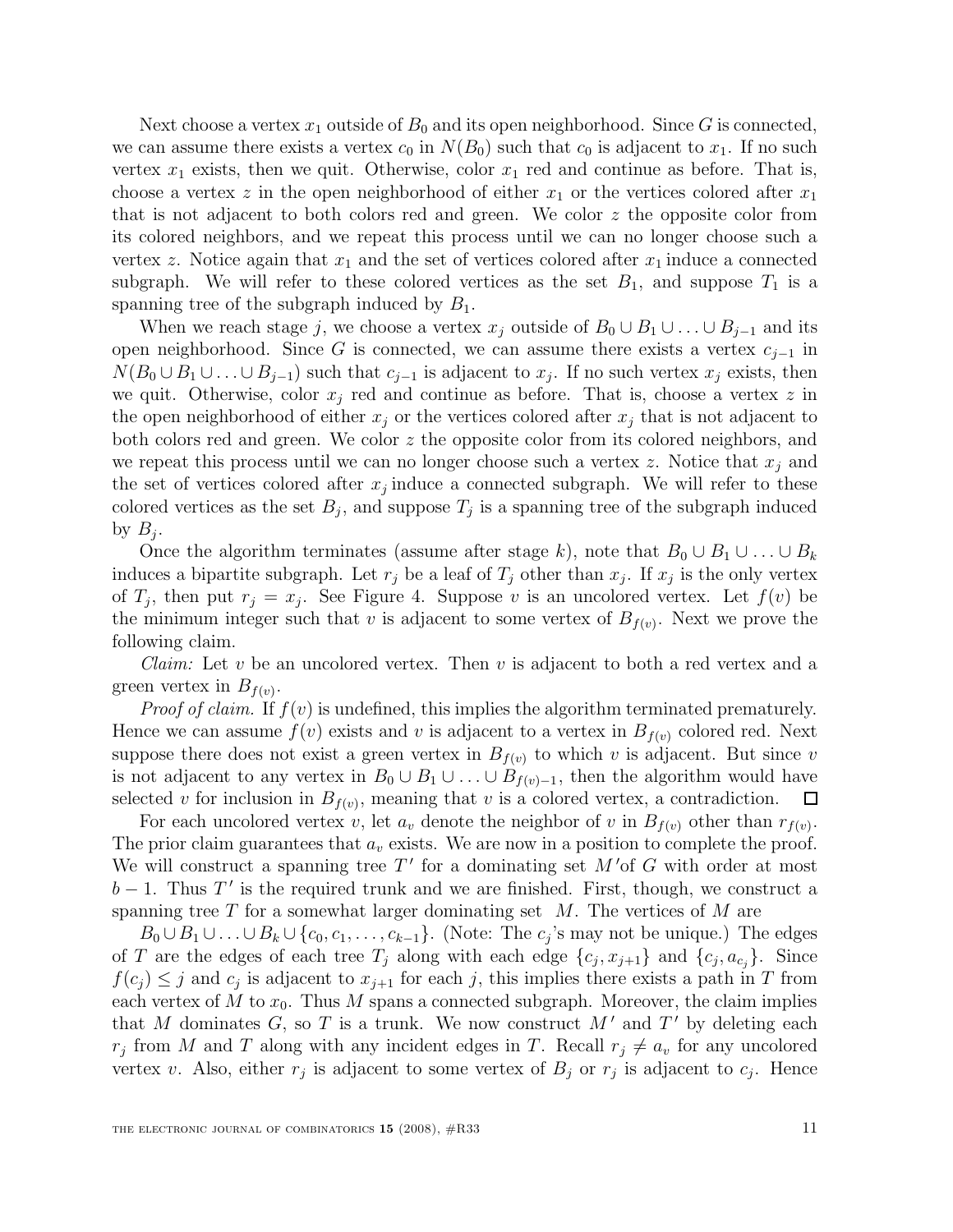Next choose a vertex $x_1$ outside of $B_0$ and its open neighborhood. Since $G$ is connected, we can assume there exists a vertex $c_0$ in $N(B_0)$ such that $c_0$ is adjacent to $x_1$. If no such vertex $x_1$ exists, then we quit. Otherwise, color $x_1$ red and continue as before. That is, choose a vertex $z$ in the open neighborhood of either $x_1$ or the vertices colored after $x_1$ that is not adjacent to both colors red and green. We color $z$ the opposite color from its colored neighbors, and we repeat this process until we can no longer choose such a vertex $z$. Notice again that $x_1$ and the set of vertices colored after $x_1$ induce a connected subgraph. We will refer to these colored vertices as the set $B_1$, and suppose $T_1$ is a spanning tree of the subgraph induced by $B_1$.

When we reach stage $j$, we choose a vertex $x_j$ outside of $B_0 \cup B_1 \cup \ldots \cup B_{j-1}$ and its open neighborhood. Since $G$ is connected, we can assume there exists a vertex $c_{j-1}$ in $N(B_0 \cup B_1 \cup \ldots \cup B_{j-1})$ such that $c_{j-1}$ is adjacent to $x_j$. If no such vertex $x_j$ exists, then we quit. Otherwise, color $x_j$ red and continue as before. That is, choose a vertex $z$ in the open neighborhood of either $x_j$ or the vertices colored after $x_j$ that is not adjacent to both colors red and green. We color $z$ the opposite color from its colored neighbors, and we repeat this process until we can no longer choose such a vertex $z$. Notice that $x_j$ and the set of vertices colored after $x_j$ induce a connected subgraph. We will refer to these colored vertices as the set $B_j$, and suppose $T_j$ is a spanning tree of the subgraph induced by $B_j$.

Once the algorithm terminates (assume after stage $k$), note that $B_0 \cup B_1 \cup \ldots \cup B_k$ induces a bipartite subgraph. Let $r_j$ be a leaf of $T_j$ other than $x_j$. If $x_j$ is the only vertex of $T_j$, then put $r_j = x_j$. See Figure 4. Suppose $v$ is an uncolored vertex. Let $f(v)$ be the minimum integer such that $v$ is adjacent to some vertex of $B_{f(v)}$. Next we prove the following claim.

*Claim:* Let $v$ be an uncolored vertex. Then $v$ is adjacent to both a red vertex and a green vertex in $B_{f(v)}$.

*Proof of claim.* If $f(v)$ is undefined, this implies the algorithm terminated prematurely. Hence we can assume $f(v)$ exists and $v$ is adjacent to a vertex in $B_{f(v)}$ colored red. Next suppose there does not exist a green vertex in $B_{f(v)}$ to which $v$ is adjacent. But since $v$ is not adjacent to any vertex in $B_0 \cup B_1 \cup \ldots \cup B_{f(v)-1}$, then the algorithm would have selected $v$ for inclusion in $B_{f(v)}$, meaning that $v$ is a colored vertex, a contradiction. □

For each uncolored vertex $v$, let $a_v$ denote the neighbor of $v$ in $B_{f(v)}$ other than $r_{f(v)}$. The prior claim guarantees that $a_v$ exists. We are now in a position to complete the proof. We will construct a spanning tree $T'$ for a dominating set $M'$of $G$ with order at most $b - 1$. Thus $T'$ is the required trunk and we are finished. First, though, we construct a spanning tree $T$ for a somewhat larger dominating set $M$. The vertices of $M$ are $B_0 \cup B_1 \cup \ldots \cup B_k \cup \{c_0, c_1, \ldots, c_{k-1}\}$. (Note: The $c_j$'s may not be unique.) The edges of $T$ are the edges of each tree $T_j$ along with each edge $\{c_j, x_{j+1}\}$ and $\{c_j, a_{c_j}\}$. Since $f(c_j) \leq j$ and $c_j$ is adjacent to $x_{j+1}$ for each $j$, this implies there exists a path in $T$ from each vertex of $M$ to $x_0$. Thus $M$ spans a connected subgraph. Moreover, the claim implies that $M$ dominates $G$, so $T$ is a trunk. We now construct $M'$ and $T'$ by deleting each $r_j$ from $M$ and $T$ along with any incident edges in $T$. Recall $r_j \neq a_v$ for any uncolored vertex $v$. Also, either $r_j$ is adjacent to some vertex of $B_j$ or $r_j$ is adjacent to $c_j$. Hence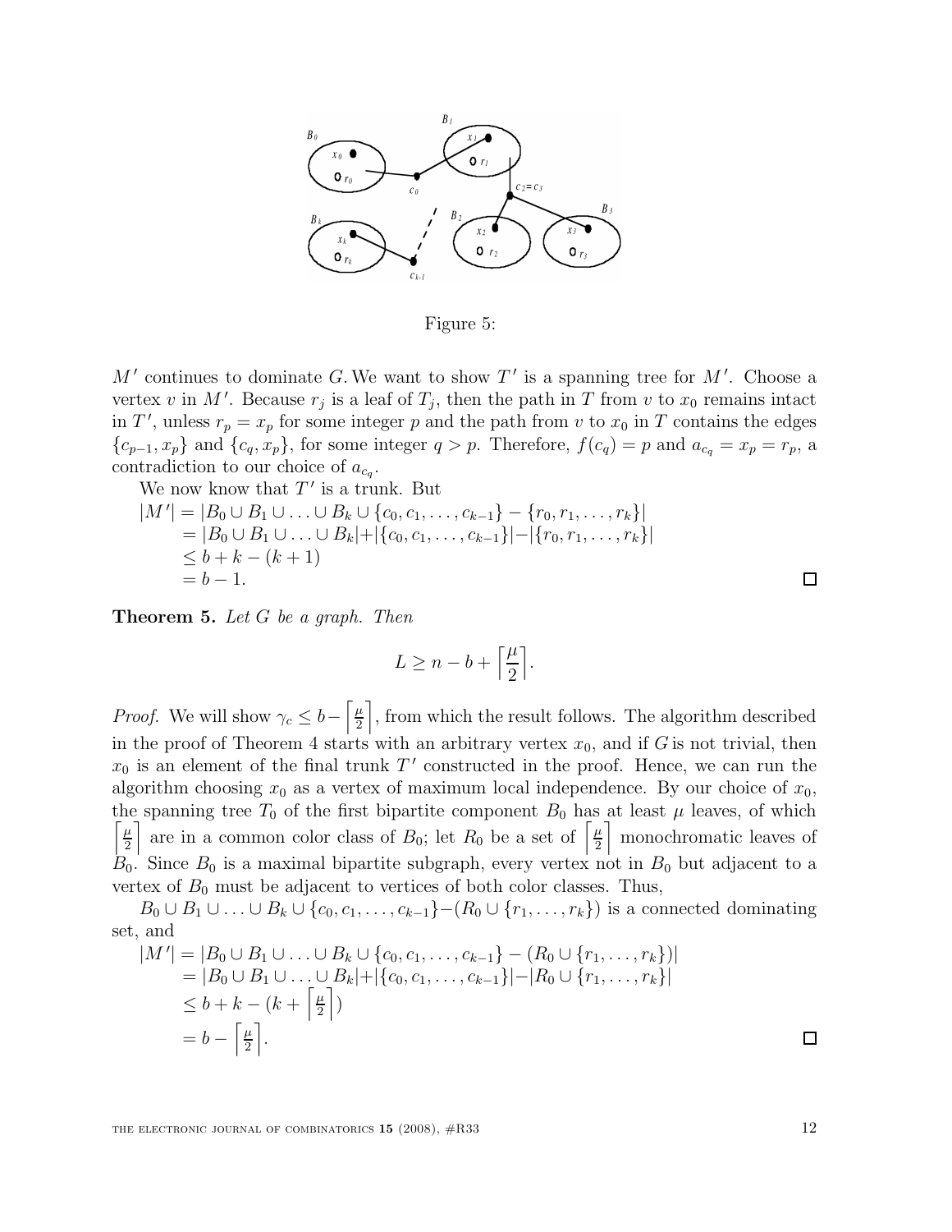Figure 5:

$M'$ continues to dominate $G$. We want to show $T'$ is a spanning tree for $M'$. Choose a vertex $v$ in $M'$. Because $r_j$ is a leaf of $T_j$, then the path in $T$ from $v$ to $x_0$ remains intact in $T'$, unless $r_p = x_p$ for some integer $p$ and the path from $v$ to $x_0$ in $T$ contains the edges $\{c_{p-1}, x_p\}$ and $\{c_q, x_p\}$, for some integer $q > p$. Therefore, $f(c_q) = p$ and $a_{c_q} = x_p = r_p$, a contradiction to our choice of $a_{c_q}$.

We now know that $T'$ is a trunk. But

$$\begin{aligned}|M'| &= |B_0 \cup B_1 \cup \ldots \cup B_k \cup \{c_0, c_1, \ldots, c_{k-1}\} - \{r_0, r_1, \ldots, r_k\}| \\ &= |B_0 \cup B_1 \cup \ldots \cup B_k| + |\{c_0, c_1, \ldots, c_{k-1}\}| - |\{r_0, r_1, \ldots, r_k\}| \\ &\leq b + k - (k+1) \\ &= b - 1.\end{aligned}$$

□

**Theorem 5.** *Let $G$ be a graph. Then*

$$L \geq n - b + \left\lceil \frac{\mu}{2} \right\rceil.$$

*Proof.* We will show $\gamma_c \leq b - \left\lceil \frac{\mu}{2} \right\rceil$, from which the result follows. The algorithm described in the proof of Theorem 4 starts with an arbitrary vertex $x_0$, and if $G$ is not trivial, then $x_0$ is an element of the final trunk $T'$ constructed in the proof. Hence, we can run the algorithm choosing $x_0$ as a vertex of maximum local independence. By our choice of $x_0$, the spanning tree $T_0$ of the first bipartite component $B_0$ has at least $\mu$ leaves, of which $\left\lceil \frac{\mu}{2} \right\rceil$ are in a common color class of $B_0$; let $R_0$ be a set of $\left\lceil \frac{\mu}{2} \right\rceil$ monochromatic leaves of $B_0$. Since $B_0$ is a maximal bipartite subgraph, every vertex not in $B_0$ but adjacent to a vertex of $B_0$ must be adjacent to vertices of both color classes. Thus,

$B_0 \cup B_1 \cup \ldots \cup B_k \cup \{c_0, c_1, \ldots, c_{k-1}\} - (R_0 \cup \{r_1, \ldots, r_k\})$ is a connected dominating set, and

$$\begin{aligned}|M'| &= |B_0 \cup B_1 \cup \ldots \cup B_k \cup \{c_0, c_1, \ldots, c_{k-1}\} - (R_0 \cup \{r_1, \ldots, r_k\})| \\ &= |B_0 \cup B_1 \cup \ldots \cup B_k| + |\{c_0, c_1, \ldots, c_{k-1}\}| - |R_0 \cup \{r_1, \ldots, r_k\}| \\ &\leq b + k - \left(k + \left\lceil \tfrac{\mu}{2} \right\rceil\right) \\ &= b - \left\lceil \tfrac{\mu}{2} \right\rceil.\end{aligned}$$

□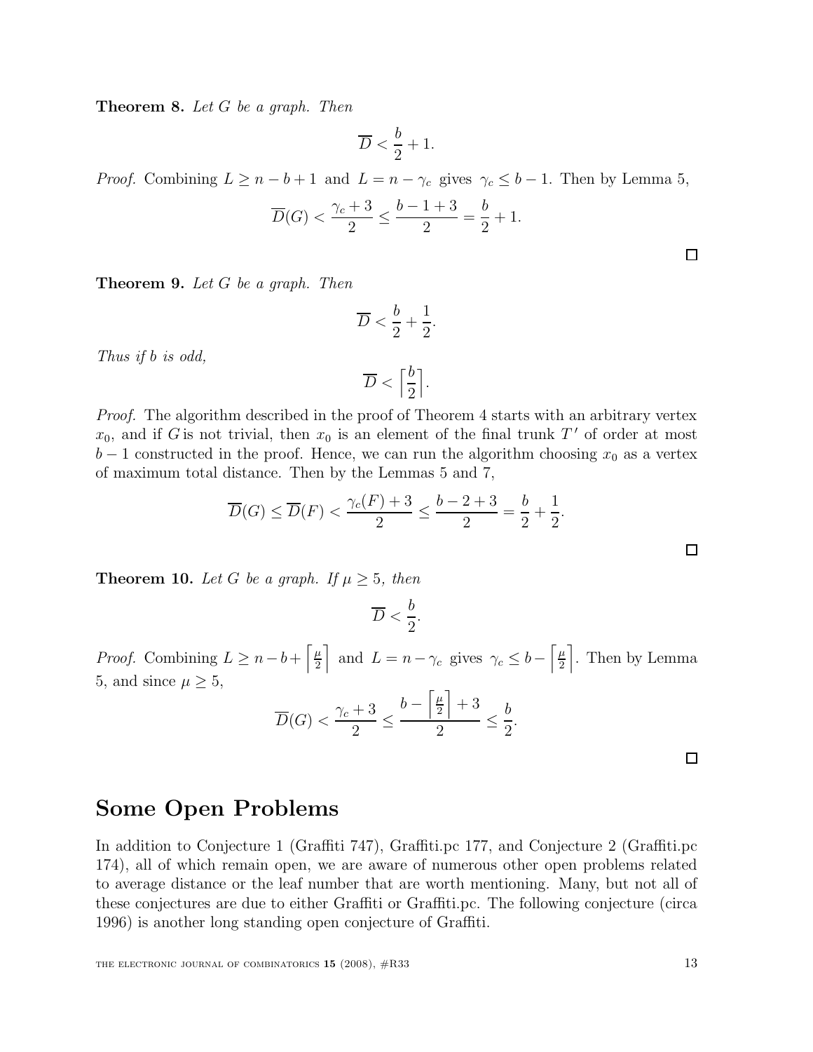**Theorem 8.** *Let $G$ be a graph. Then*

$$\overline{D} < \frac{b}{2} + 1.$$

*Proof.* Combining $L \geq n - b + 1$ and $L = n - \gamma_c$ gives $\gamma_c \leq b - 1$. Then by Lemma 5,

$$\overline{D}(G) < \frac{\gamma_c + 3}{2} \leq \frac{b - 1 + 3}{2} = \frac{b}{2} + 1.$$

$\square$

**Theorem 9.** *Let $G$ be a graph. Then*

$$\overline{D} < \frac{b}{2} + \frac{1}{2}.$$

*Thus if $b$ is odd,*

$$\overline{D} < \left\lceil \frac{b}{2} \right\rceil.$$

*Proof.* The algorithm described in the proof of Theorem 4 starts with an arbitrary vertex $x_0$, and if $G$ is not trivial, then $x_0$ is an element of the final trunk $T'$ of order at most $b - 1$ constructed in the proof. Hence, we can run the algorithm choosing $x_0$ as a vertex of maximum total distance. Then by the Lemmas 5 and 7,

$$\overline{D}(G) \leq \overline{D}(F) < \frac{\gamma_c(F) + 3}{2} \leq \frac{b - 2 + 3}{2} = \frac{b}{2} + \frac{1}{2}.$$

$\square$

**Theorem 10.** *Let $G$ be a graph. If $\mu \geq 5$, then*

$$\overline{D} < \frac{b}{2}.$$

*Proof.* Combining $L \geq n - b + \left\lceil \frac{\mu}{2} \right\rceil$ and $L = n - \gamma_c$ gives $\gamma_c \leq b - \left\lceil \frac{\mu}{2} \right\rceil$. Then by Lemma 5, and since $\mu \geq 5$,

$$\overline{D}(G) < \frac{\gamma_c + 3}{2} \leq \frac{b - \left\lceil \frac{\mu}{2} \right\rceil + 3}{2} \leq \frac{b}{2}.$$

$\square$

## Some Open Problems

In addition to Conjecture 1 (Graffiti 747), Graffiti.pc 177, and Conjecture 2 (Graffiti.pc 174), all of which remain open, we are aware of numerous other open problems related to average distance or the leaf number that are worth mentioning. Many, but not all of these conjectures are due to either Graffiti or Graffiti.pc. The following conjecture (circa 1996) is another long standing open conjecture of Graffiti.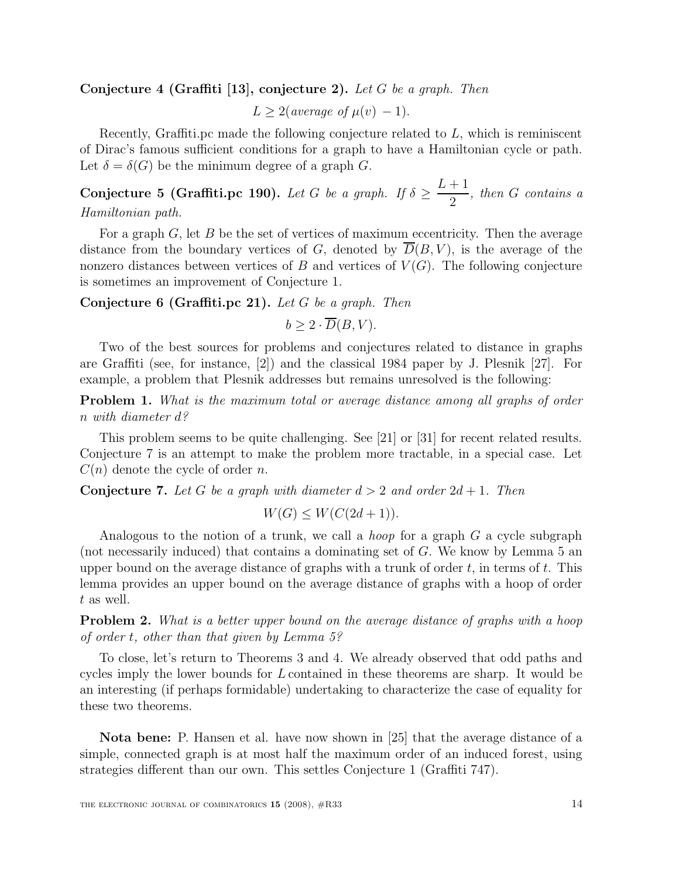**Conjecture 4 (Graffiti [13], conjecture 2).** *Let $G$ be a graph. Then*

$$L \geq 2(\textit{average of } \mu(v) - 1).$$

Recently, Graffiti.pc made the following conjecture related to $L$, which is reminiscent of Dirac's famous sufficient conditions for a graph to have a Hamiltonian cycle or path. Let $\delta = \delta(G)$ be the minimum degree of a graph $G$.

**Conjecture 5 (Graffiti.pc 190).** *Let $G$ be a graph. If $\delta \geq \dfrac{L+1}{2}$, then $G$ contains a Hamiltonian path.*

For a graph $G$, let $B$ be the set of vertices of maximum eccentricity. Then the average distance from the boundary vertices of $G$, denoted by $\overline{D}(B, V)$, is the average of the nonzero distances between vertices of $B$ and vertices of $V(G)$. The following conjecture is sometimes an improvement of Conjecture 1.

**Conjecture 6 (Graffiti.pc 21).** *Let $G$ be a graph. Then*

$$b \geq 2 \cdot \overline{D}(B, V).$$

Two of the best sources for problems and conjectures related to distance in graphs are Graffiti (see, for instance, [2]) and the classical 1984 paper by J. Plesnik [27]. For example, a problem that Plesnik addresses but remains unresolved is the following:

**Problem 1.** *What is the maximum total or average distance among all graphs of order $n$ with diameter $d$?*

This problem seems to be quite challenging. See [21] or [31] for recent related results. Conjecture 7 is an attempt to make the problem more tractable, in a special case. Let $C(n)$ denote the cycle of order $n$.

**Conjecture 7.** *Let $G$ be a graph with diameter $d > 2$ and order $2d + 1$. Then*

$$W(G) \leq W(C(2d + 1)).$$

Analogous to the notion of a trunk, we call a *hoop* for a graph $G$ a cycle subgraph (not necessarily induced) that contains a dominating set of $G$. We know by Lemma 5 an upper bound on the average distance of graphs with a trunk of order $t$, in terms of $t$. This lemma provides an upper bound on the average distance of graphs with a hoop of order $t$ as well.

**Problem 2.** *What is a better upper bound on the average distance of graphs with a hoop of order $t$, other than that given by Lemma 5?*

To close, let's return to Theorems 3 and 4. We already observed that odd paths and cycles imply the lower bounds for $L$ contained in these theorems are sharp. It would be an interesting (if perhaps formidable) undertaking to characterize the case of equality for these two theorems.

**Nota bene:** P. Hansen et al. have now shown in [25] that the average distance of a simple, connected graph is at most half the maximum order of an induced forest, using strategies different than our own. This settles Conjecture 1 (Graffiti 747).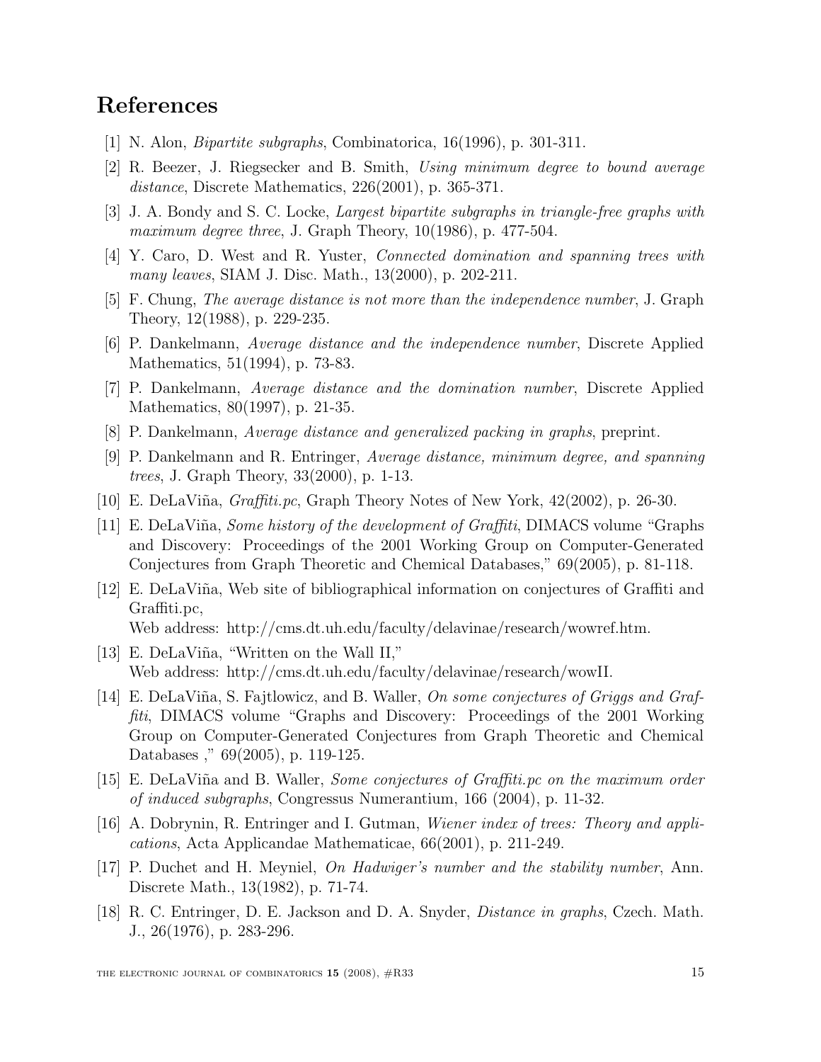## References

[1] N. Alon, *Bipartite subgraphs*, Combinatorica, 16(1996), p. 301-311.

[2] R. Beezer, J. Riegsecker and B. Smith, *Using minimum degree to bound average distance*, Discrete Mathematics, 226(2001), p. 365-371.

[3] J. A. Bondy and S. C. Locke, *Largest bipartite subgraphs in triangle-free graphs with maximum degree three*, J. Graph Theory, 10(1986), p. 477-504.

[4] Y. Caro, D. West and R. Yuster, *Connected domination and spanning trees with many leaves*, SIAM J. Disc. Math., 13(2000), p. 202-211.

[5] F. Chung, *The average distance is not more than the independence number*, J. Graph Theory, 12(1988), p. 229-235.

[6] P. Dankelmann, *Average distance and the independence number*, Discrete Applied Mathematics, 51(1994), p. 73-83.

[7] P. Dankelmann, *Average distance and the domination number*, Discrete Applied Mathematics, 80(1997), p. 21-35.

[8] P. Dankelmann, *Average distance and generalized packing in graphs*, preprint.

[9] P. Dankelmann and R. Entringer, *Average distance, minimum degree, and spanning trees*, J. Graph Theory, 33(2000), p. 1-13.

[10] E. DeLaViña, *Graffiti.pc*, Graph Theory Notes of New York, 42(2002), p. 26-30.

[11] E. DeLaViña, *Some history of the development of Graffiti*, DIMACS volume "Graphs and Discovery: Proceedings of the 2001 Working Group on Computer-Generated Conjectures from Graph Theoretic and Chemical Databases," 69(2005), p. 81-118.

[12] E. DeLaViña, Web site of bibliographical information on conjectures of Graffiti and Graffiti.pc,
Web address: http://cms.dt.uh.edu/faculty/delavinae/research/wowref.htm.

[13] E. DeLaViña, "Written on the Wall II,"
Web address: http://cms.dt.uh.edu/faculty/delavinae/research/wowII.

[14] E. DeLaViña, S. Fajtlowicz, and B. Waller, *On some conjectures of Griggs and Graffiti*, DIMACS volume "Graphs and Discovery: Proceedings of the 2001 Working Group on Computer-Generated Conjectures from Graph Theoretic and Chemical Databases ," 69(2005), p. 119-125.

[15] E. DeLaViña and B. Waller, *Some conjectures of Graffiti.pc on the maximum order of induced subgraphs*, Congressus Numerantium, 166 (2004), p. 11-32.

[16] A. Dobrynin, R. Entringer and I. Gutman, *Wiener index of trees: Theory and applications*, Acta Applicandae Mathematicae, 66(2001), p. 211-249.

[17] P. Duchet and H. Meyniel, *On Hadwiger's number and the stability number*, Ann. Discrete Math., 13(1982), p. 71-74.

[18] R. C. Entringer, D. E. Jackson and D. A. Snyder, *Distance in graphs*, Czech. Math. J., 26(1976), p. 283-296.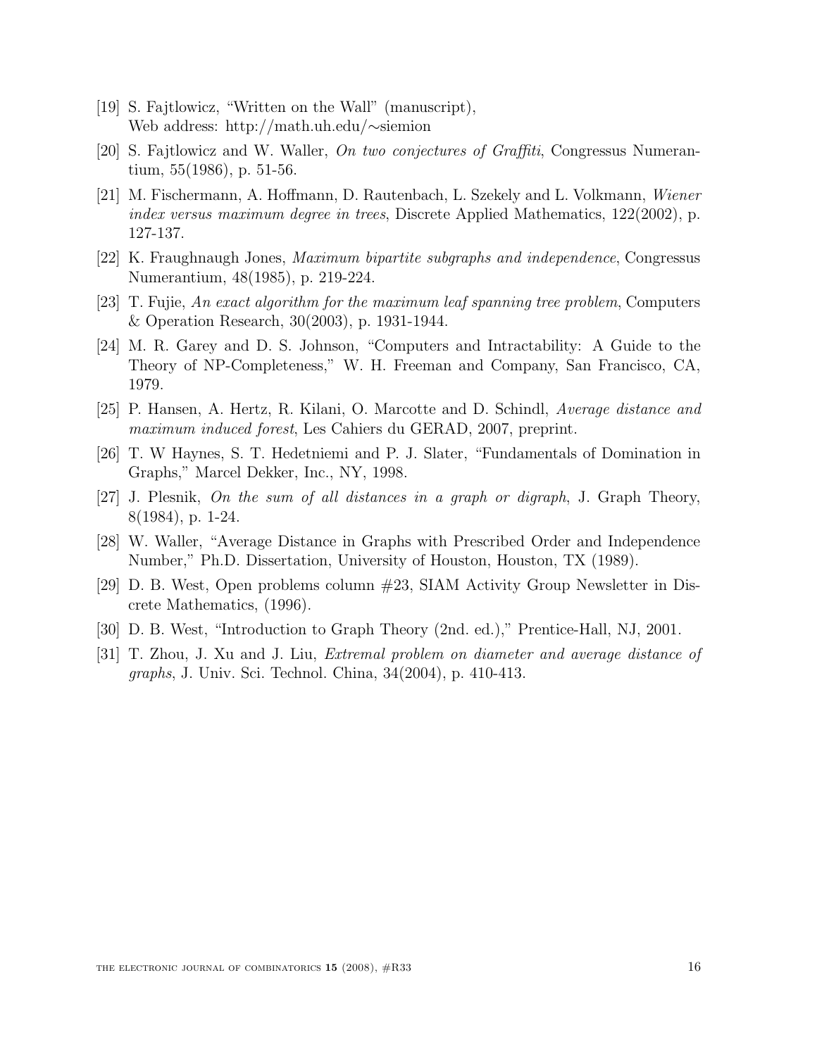[19] S. Fajtlowicz, "Written on the Wall" (manuscript), Web address: http://math.uh.edu/∼siemion

[20] S. Fajtlowicz and W. Waller, *On two conjectures of Graffiti*, Congressus Numerantium, 55(1986), p. 51-56.

[21] M. Fischermann, A. Hoffmann, D. Rautenbach, L. Szekely and L. Volkmann, *Wiener index versus maximum degree in trees*, Discrete Applied Mathematics, 122(2002), p. 127-137.

[22] K. Fraughnaugh Jones, *Maximum bipartite subgraphs and independence*, Congressus Numerantium, 48(1985), p. 219-224.

[23] T. Fujie, *An exact algorithm for the maximum leaf spanning tree problem*, Computers & Operation Research, 30(2003), p. 1931-1944.

[24] M. R. Garey and D. S. Johnson, "Computers and Intractability: A Guide to the Theory of NP-Completeness," W. H. Freeman and Company, San Francisco, CA, 1979.

[25] P. Hansen, A. Hertz, R. Kilani, O. Marcotte and D. Schindl, *Average distance and maximum induced forest*, Les Cahiers du GERAD, 2007, preprint.

[26] T. W Haynes, S. T. Hedetniemi and P. J. Slater, "Fundamentals of Domination in Graphs," Marcel Dekker, Inc., NY, 1998.

[27] J. Plesnik, *On the sum of all distances in a graph or digraph*, J. Graph Theory, 8(1984), p. 1-24.

[28] W. Waller, "Average Distance in Graphs with Prescribed Order and Independence Number," Ph.D. Dissertation, University of Houston, Houston, TX (1989).

[29] D. B. West, Open problems column #23, SIAM Activity Group Newsletter in Discrete Mathematics, (1996).

[30] D. B. West, "Introduction to Graph Theory (2nd. ed.)," Prentice-Hall, NJ, 2001.

[31] T. Zhou, J. Xu and J. Liu, *Extremal problem on diameter and average distance of graphs*, J. Univ. Sci. Technol. China, 34(2004), p. 410-413.